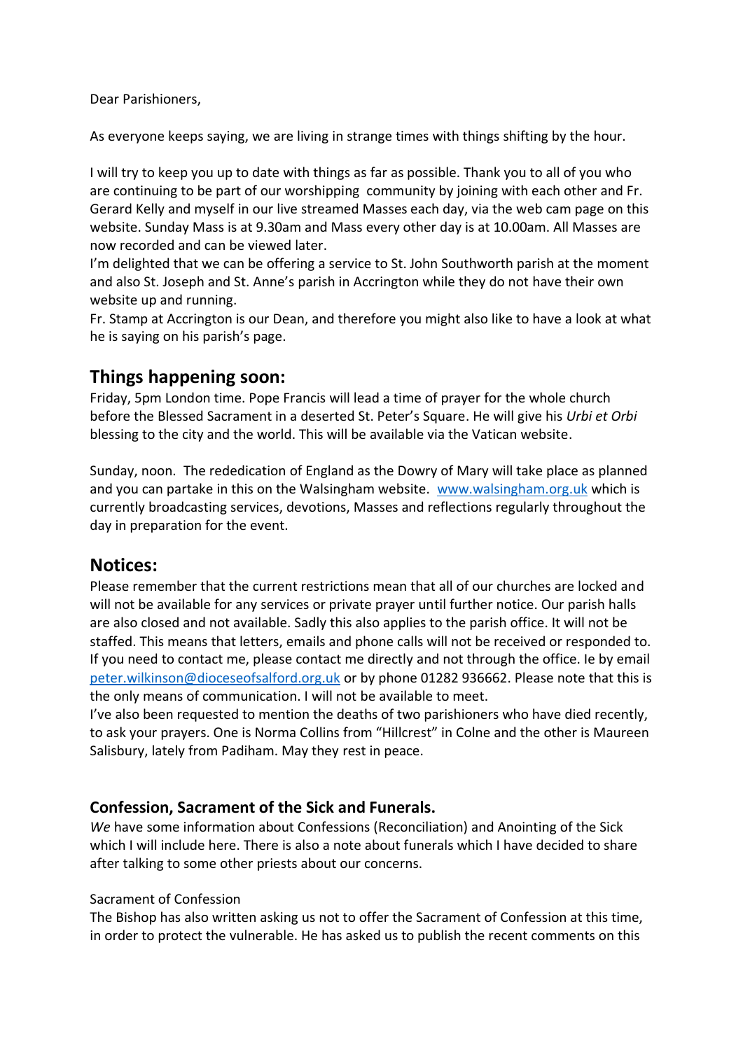Dear Parishioners,

As everyone keeps saying, we are living in strange times with things shifting by the hour.

I will try to keep you up to date with things as far as possible. Thank you to all of you who are continuing to be part of our worshipping community by joining with each other and Fr. Gerard Kelly and myself in our live streamed Masses each day, via the web cam page on this website. Sunday Mass is at 9.30am and Mass every other day is at 10.00am. All Masses are now recorded and can be viewed later.

I'm delighted that we can be offering a service to St. John Southworth parish at the moment and also St. Joseph and St. Anne's parish in Accrington while they do not have their own website up and running.

Fr. Stamp at Accrington is our Dean, and therefore you might also like to have a look at what he is saying on his parish's page.

## Things happening soon:

Friday, 5pm London time. Pope Francis will lead a time of prayer for the whole church before the Blessed Sacrament in a deserted St. Peter's Square. He will give his *Urbi et Orbi* blessing to the city and the world. This will be available via the Vatican website.

Sunday, noon. The rededication of England as the Dowry of Mary will take place as planned and you can partake in this on the Walsingham website. [www.walsingham.org.uk](http://www.walsingham.org.uk) which is currently broadcasting services, devotions, Masses and reflections regularly throughout the day in preparation for the event.

## Notices:

Please remember that the current restrictions mean that all of our churches are locked and will not be available for any services or private prayer until further notice. Our parish halls are also closed and not available. Sadly this also applies to the parish office. It will not be staffed. This means that letters, emails and phone calls will not be received or responded to. If you need to contact me, please contact me directly and not through the office. Ie by email [peter.wilkinson@dioceseofsalford.org.uk](mailto:peter.wilkinson@dioceseofsalford.org.uk) or by phone 01282 936662. Please note that this is the only means of communication. I will not be available to meet.

I've also been requested to mention the deaths of two parishioners who have died recently, to ask your prayers. One is Norma Collins from "Hillcrest" in Colne and the other is Maureen Salisbury, lately from Padiham. May they rest in peace.

### Confession, Sacrament of the Sick and Funerals.

*We* have some information about Confessions (Reconciliation) and Anointing of the Sick which I will include here. There is also a note about funerals which I have decided to share after talking to some other priests about our concerns.

Sacrament of Confession

The Bishop has also written asking us not to offer the Sacrament of Confession at this time, in order to protect the vulnerable. He has asked us to publish the recent comments on this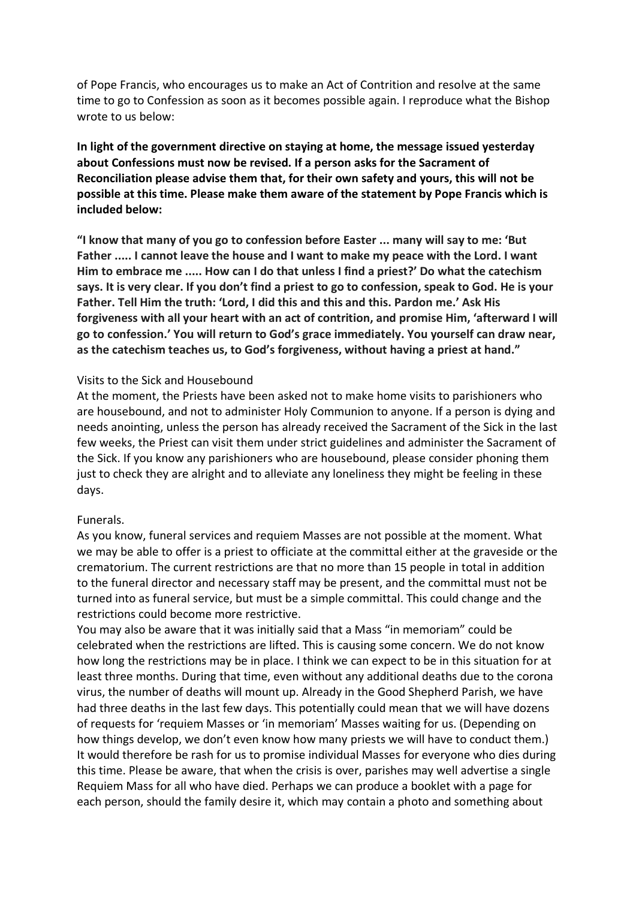of Pope Francis, who encourages us to make an Act of Contrition and resolve at the same time to go to Confession as soon as it becomes possible again. I reproduce what the Bishop wrote to us below:

**In light of the government directive on staying at home, the message issued yesterday about Confessions must now be revised. If a person asks for the Sacrament of Reconciliation please advise them that, for their own safety and yours, this will not be possible at this time. Please make them aware of the statement by Pope Francis which is included below:**

**"I know that many of you go to confession before Easter ... many will say to me: 'But Father ..... I cannot leave the house and I want to make my peace with the Lord. I want Him to embrace me ..... How can I do that unless I find a priest?' Do what the catechism says. It is very clear. If you don't find a priest to go to confession, speak to God. He is your Father. Tell Him the truth: 'Lord, I did this and this and this. Pardon me.' Ask His forgiveness with all your heart with an act of contrition, and promise Him, 'afterward I will go to confession.' You will return to God's grace immediately. You yourself can draw near, as the catechism teaches us, to God's forgiveness, without having a priest at hand."**

Visits to the Sick and Housebound

At the moment, the Priests have been asked not to make home visits to parishioners who are housebound, and not to administer Holy Communion to anyone. If a person is dying and needs anointing, unless the person has already received the Sacrament of the Sick in the last few weeks, the Priest can visit them under strict guidelines and administer the Sacrament of the Sick. If you know any parishioners who are housebound, please consider phoning them just to check they are alright and to alleviate any loneliness they might be feeling in these days.

Funerals.

As you know, funeral services and requiem Masses are not possible at the moment. What we may be able to offer is a priest to officiate at the committal either at the graveside or the crematorium. The current restrictions are that no more than 15 people in total in addition to the funeral director and necessary staff may be present, and the committal must not be turned into as funeral service, but must be a simple committal. This could change and the restrictions could become more restrictive.

You may also be aware that it was initially said that a Mass "in memoriam" could be celebrated when the restrictions are lifted. This is causing some concern. We do not know how long the restrictions may be in place. I think we can expect to be in this situation for at least three months. During that time, even without any additional deaths due to the corona virus, the number of deaths will mount up. Already in the Good Shepherd Parish, we have had three deaths in the last few days. This potentially could mean that we will have dozens of requests for 'requiem Masses or 'in memoriam' Masses waiting for us. (Depending on how things develop, we don't even know how many priests we will have to conduct them.) It would therefore be rash for us to promise individual Masses for everyone who dies during this time. Please be aware, that when the crisis is over, parishes may well advertise a single Requiem Mass for all who have died. Perhaps we can produce a booklet with a page for each person, should the family desire it, which may contain a photo and something about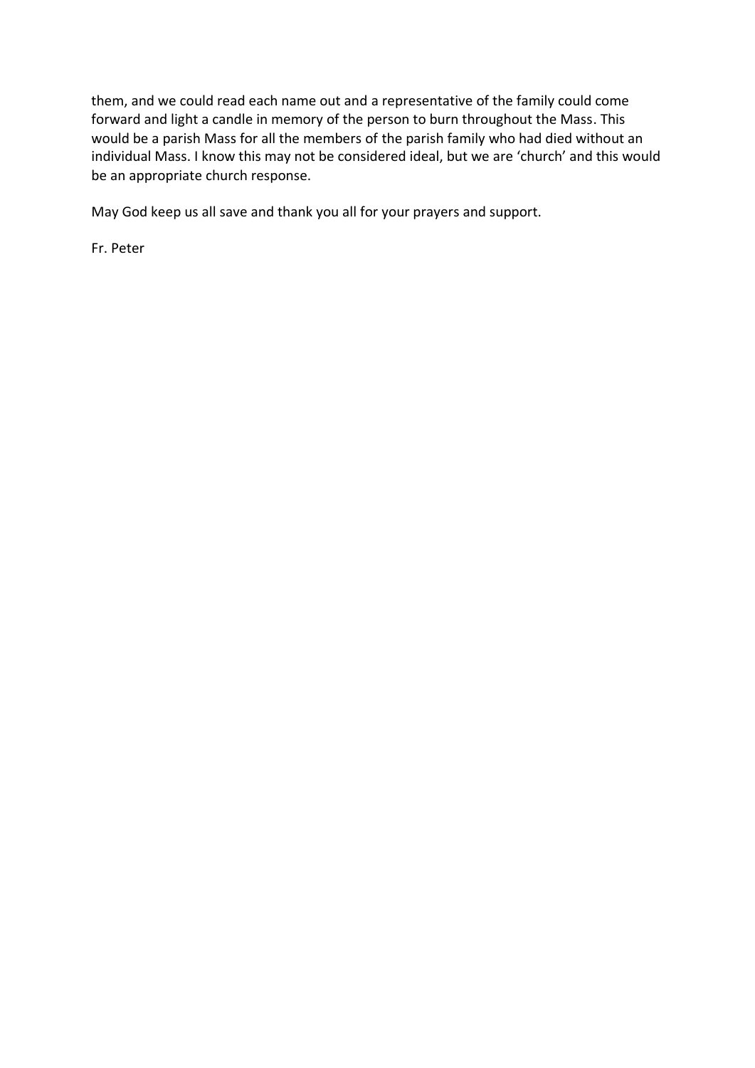them, and we could read each name out and a representative of the family could come forward and light a candle in memory of the person to burn throughout the Mass. This would be a parish Mass for all the members of the parish family who had died without an individual Mass. I know this may not be considered ideal, but we are 'church' and this would be an appropriate church response.

May God keep us all save and thank you all for your prayers and support.

Fr. Peter